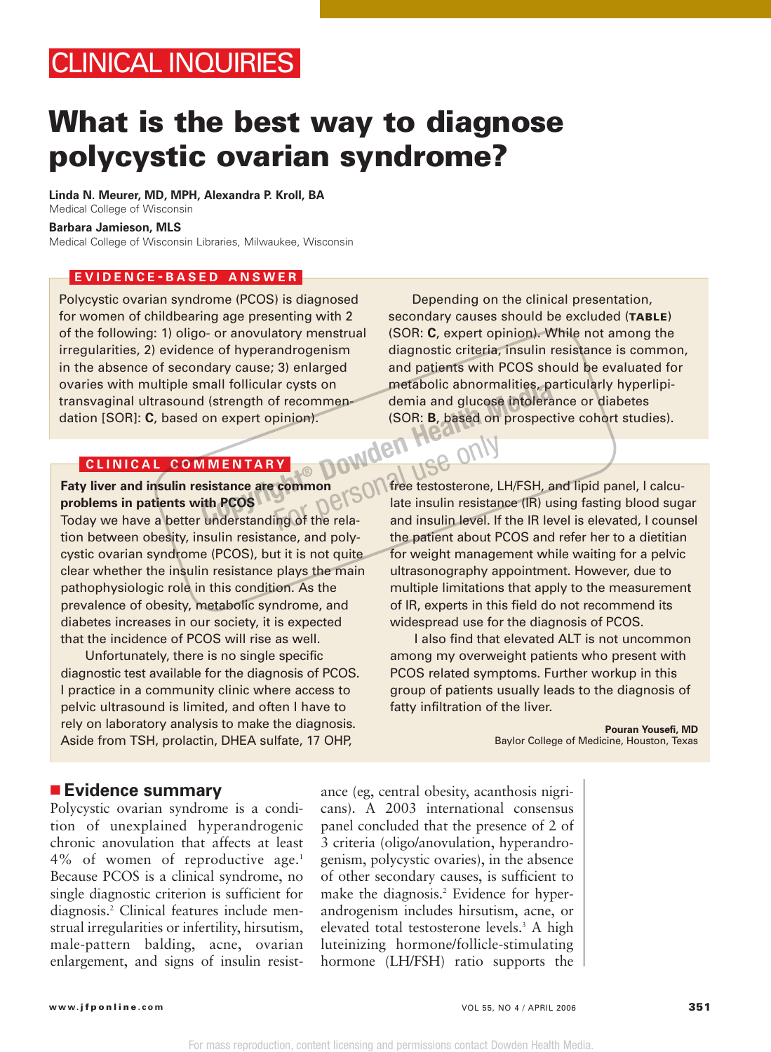CLINICAL INQUIRIES

# What is the best way to diagnose polycystic ovarian syndrome?

**Linda N. Meurer, MD, MPH, Alexandra P. Kroll, BA**
Medical College of Wisconsin

**Barbara Jamieson, MLS**
Medical College of Wisconsin Libraries, Milwaukee, Wisconsin

## EVIDENCE-BASED ANSWER

Polycystic ovarian syndrome (PCOS) is diagnosed for women of childbearing age presenting with 2 of the following: 1) oligo- or anovulatory menstrual irregularities, 2) evidence of hyperandrogenism in the absence of secondary cause; 3) enlarged ovaries with multiple small follicular cysts on transvaginal ultrasound (strength of recommendation [SOR]: **C**, based on expert opinion).

Depending on the clinical presentation, secondary causes should be excluded (**TABLE**) (SOR: **C**, expert opinion). While not among the diagnostic criteria, insulin resistance is common, and patients with PCOS should be evaluated for metabolic abnormalities, particularly hyperlipidemia and glucose intolerance or diabetes (SOR: **B**, based on prospective cohort studies).

## CLINICAL COMMENTARY

**Faty liver and insulin resistance are common problems in patients with PCOS**

Today we have a better understanding of the relation between obesity, insulin resistance, and polycystic ovarian syndrome (PCOS), but it is not quite clear whether the insulin resistance plays the main pathophysiologic role in this condition. As the prevalence of obesity, metabolic syndrome, and diabetes increases in our society, it is expected that the incidence of PCOS will rise as well.

Unfortunately, there is no single specific diagnostic test available for the diagnosis of PCOS. I practice in a community clinic where access to pelvic ultrasound is limited, and often I have to rely on laboratory analysis to make the diagnosis. Aside from TSH, prolactin, DHEA sulfate, 17 OHP, free testosterone, LH/FSH, and lipid panel, I calculate insulin resistance (IR) using fasting blood sugar and insulin level. If the IR level is elevated, I counsel the patient about PCOS and refer her to a dietitian for weight management while waiting for a pelvic ultrasonography appointment. However, due to multiple limitations that apply to the measurement of IR, experts in this field do not recommend its widespread use for the diagnosis of PCOS.

I also find that elevated ALT is not uncommon among my overweight patients who present with PCOS related symptoms. Further workup in this group of patients usually leads to the diagnosis of fatty infiltration of the liver.

**Pouran Yousefi, MD**
Baylor College of Medicine, Houston, Texas

## Evidence summary

Polycystic ovarian syndrome is a condition of unexplained hyperandrogenic chronic anovulation that affects at least 4% of women of reproductive age.[1] Because PCOS is a clinical syndrome, no single diagnostic criterion is sufficient for diagnosis.[2] Clinical features include menstrual irregularities or infertility, hirsutism, male-pattern balding, acne, ovarian enlargement, and signs of insulin resistance (eg, central obesity, acanthosis nigricans). A 2003 international consensus panel concluded that the presence of 2 of 3 criteria (oligo/anovulation, hyperandrogenism, polycystic ovaries), in the absence of other secondary causes, is sufficient to make the diagnosis.[2] Evidence for hyperandrogenism includes hirsutism, acne, or elevated total testosterone levels.[3] A high luteinizing hormone/follicle-stimulating hormone (LH/FSH) ratio supports the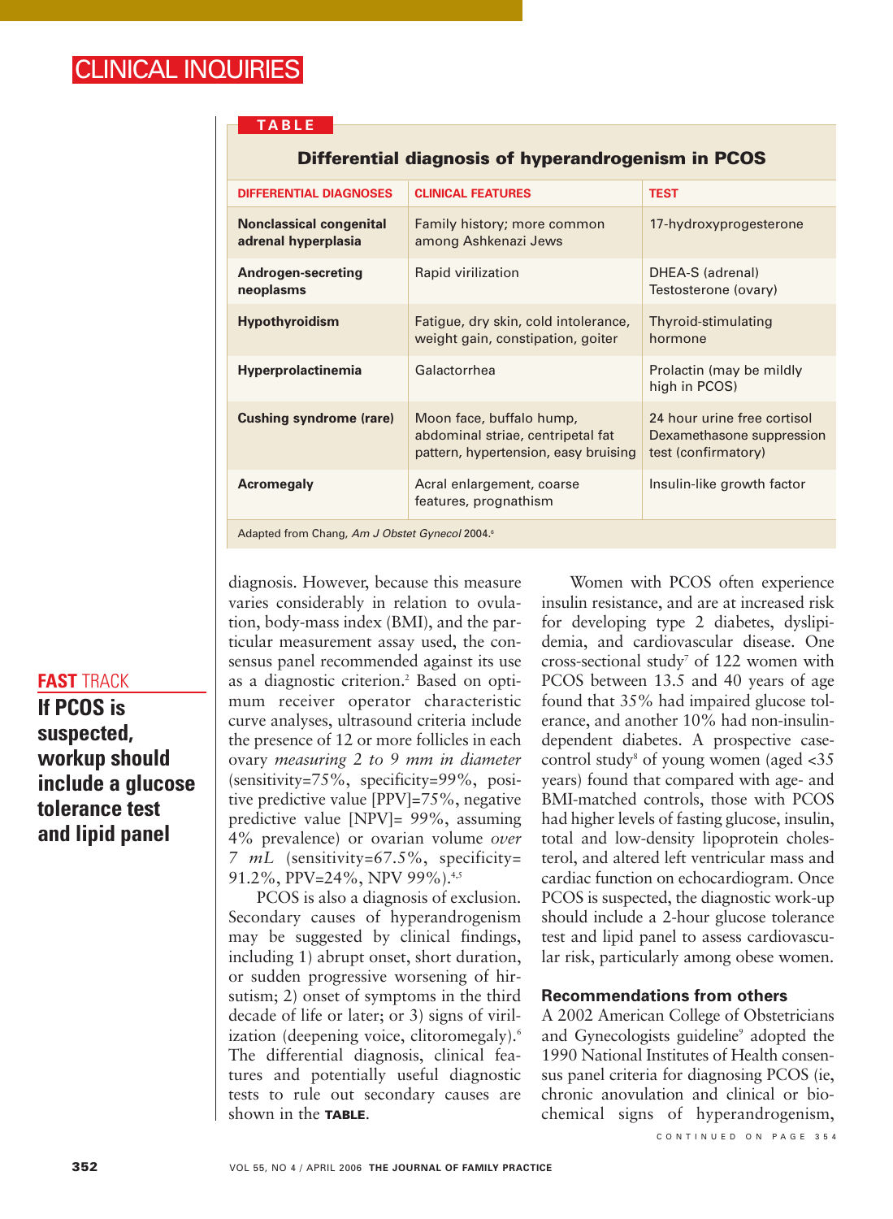**TABLE**

**Differential diagnosis of hyperandrogenism in PCOS**

| DIFFERENTIAL DIAGNOSES | CLINICAL FEATURES | TEST |
|---|---|---|
| **Nonclassical congenital adrenal hyperplasia** | Family history; more common among Ashkenazi Jews | 17-hydroxyprogesterone |
| **Androgen-secreting neoplasms** | Rapid virilization | DHEA-S (adrenal) Testosterone (ovary) |
| **Hypothyroidism** | Fatigue, dry skin, cold intolerance, weight gain, constipation, goiter | Thyroid-stimulating hormone |
| **Hyperprolactinemia** | Galactorrhea | Prolactin (may be mildly high in PCOS) |
| **Cushing syndrome (rare)** | Moon face, buffalo hump, abdominal striae, centripetal fat pattern, hypertension, easy bruising | 24 hour urine free cortisol Dexamethasone suppression test (confirmatory) |
| **Acromegaly** | Acral enlargement, coarse features, prognathism | Insulin-like growth factor |

Adapted from Chang, *Am J Obstet Gynecol* 2004.[6]

diagnosis. However, because this measure varies considerably in relation to ovulation, body-mass index (BMI), and the particular measurement assay used, the consensus panel recommended against its use as a diagnostic criterion.[2] Based on optimum receiver operator characteristic curve analyses, ultrasound criteria include the presence of 12 or more follicles in each ovary *measuring 2 to 9 mm in diameter* (sensitivity=75%, specificity=99%, positive predictive value [PPV]=75%, negative predictive value [NPV]= 99%, assuming 4% prevalence) or ovarian volume *over 7 mL* (sensitivity=67.5%, specificity= 91.2%, PPV=24%, NPV 99%).[4,5]

**FAST TRACK**

**If PCOS is suspected, workup should include a glucose tolerance test and lipid panel**

PCOS is also a diagnosis of exclusion. Secondary causes of hyperandrogenism may be suggested by clinical findings, including 1) abrupt onset, short duration, or sudden progressive worsening of hirsutism; 2) onset of symptoms in the third decade of life or later; or 3) signs of virilization (deepening voice, clitoromegaly).[6] The differential diagnosis, clinical features and potentially useful diagnostic tests to rule out secondary causes are shown in the **TABLE**.

Women with PCOS often experience insulin resistance, and are at increased risk for developing type 2 diabetes, dyslipidemia, and cardiovascular disease. One cross-sectional study[7] of 122 women with PCOS between 13.5 and 40 years of age found that 35% had impaired glucose tolerance, and another 10% had non-insulin-dependent diabetes. A prospective case-control study[8] of young women (aged <35 years) found that compared with age- and BMI-matched controls, those with PCOS had higher levels of fasting glucose, insulin, total and low-density lipoprotein cholesterol, and altered left ventricular mass and cardiac function on echocardiogram. Once PCOS is suspected, the diagnostic work-up should include a 2-hour glucose tolerance test and lipid panel to assess cardiovascular risk, particularly among obese women.

### Recommendations from others

A 2002 American College of Obstetricians and Gynecologists guideline[9] adopted the 1990 National Institutes of Health consensus panel criteria for diagnosing PCOS (ie, chronic anovulation and clinical or biochemical signs of hyperandrogenism,

CONTINUED ON PAGE 354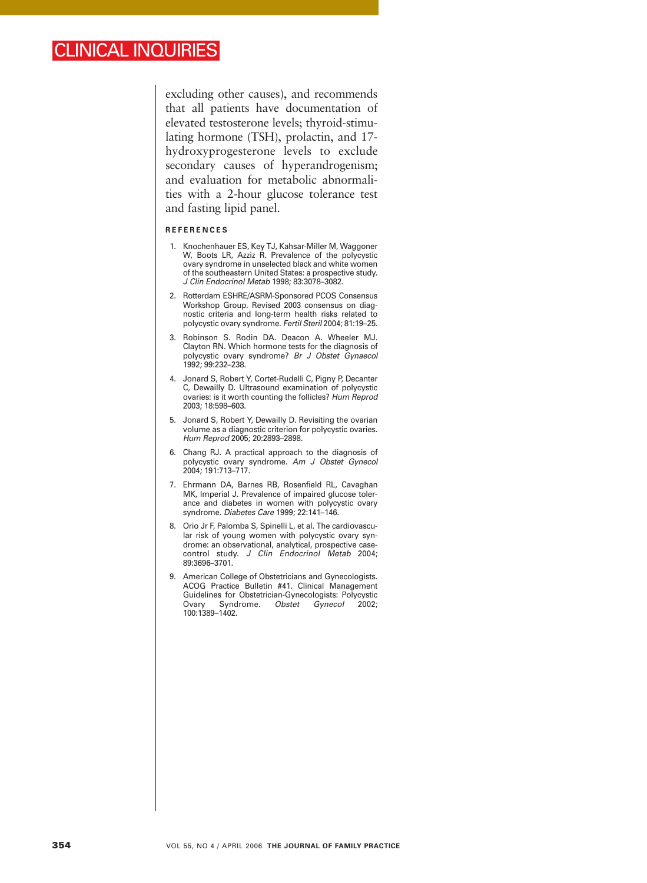excluding other causes), and recommends that all patients have documentation of elevated testosterone levels; thyroid-stimulating hormone (TSH), prolactin, and 17-hydroxyprogesterone levels to exclude secondary causes of hyperandrogenism; and evaluation for metabolic abnormalities with a 2-hour glucose tolerance test and fasting lipid panel.

### REFERENCES

1. Knochenhauer ES, Key TJ, Kahsar-Miller M, Waggoner W, Boots LR, Azziz R. Prevalence of the polycystic ovary syndrome in unselected black and white women of the southeastern United States: a prospective study. *J Clin Endocrinol Metab* 1998; 83:3078–3082.
2. Rotterdam ESHRE/ASRM-Sponsored PCOS Consensus Workshop Group. Revised 2003 consensus on diagnostic criteria and long-term health risks related to polycystic ovary syndrome. *Fertil Steril* 2004; 81:19–25.
3. Robinson S. Rodin DA. Deacon A. Wheeler MJ. Clayton RN. Which hormone tests for the diagnosis of polycystic ovary syndrome? *Br J Obstet Gynaecol* 1992; 99:232–238.
4. Jonard S, Robert Y, Cortet-Rudelli C, Pigny P, Decanter C, Dewailly D. Ultrasound examination of polycystic ovaries: is it worth counting the follicles? *Hum Reprod* 2003; 18:598–603.
5. Jonard S, Robert Y, Dewailly D. Revisiting the ovarian volume as a diagnostic criterion for polycystic ovaries. *Hum Reprod* 2005; 20:2893–2898.
6. Chang RJ. A practical approach to the diagnosis of polycystic ovary syndrome. *Am J Obstet Gynecol* 2004; 191:713–717.
7. Ehrmann DA, Barnes RB, Rosenfield RL, Cavaghan MK, Imperial J. Prevalence of impaired glucose tolerance and diabetes in women with polycystic ovary syndrome. *Diabetes Care* 1999; 22:141–146.
8. Orio Jr F, Palomba S, Spinelli L, et al. The cardiovascular risk of young women with polycystic ovary syndrome: an observational, analytical, prospective case-control study. *J Clin Endocrinol Metab* 2004; 89:3696–3701.
9. American College of Obstetricians and Gynecologists. ACOG Practice Bulletin #41. Clinical Management Guidelines for Obstetrician-Gynecologists: Polycystic Ovary Syndrome. *Obstet Gynecol* 2002; 100:1389–1402.